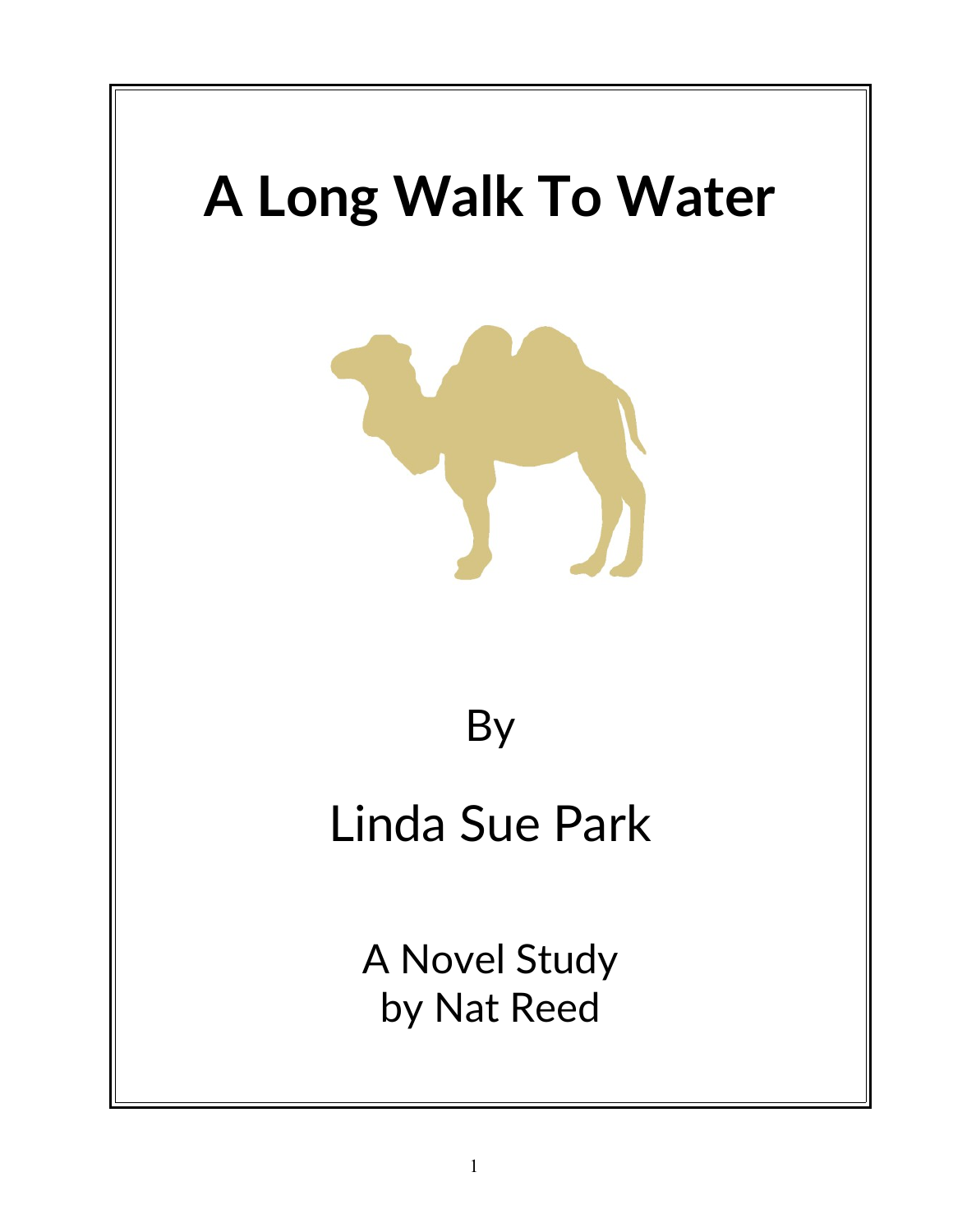# A Long Walk To Water

By

Linda Sue Park

A Novel Study
by Nat Reed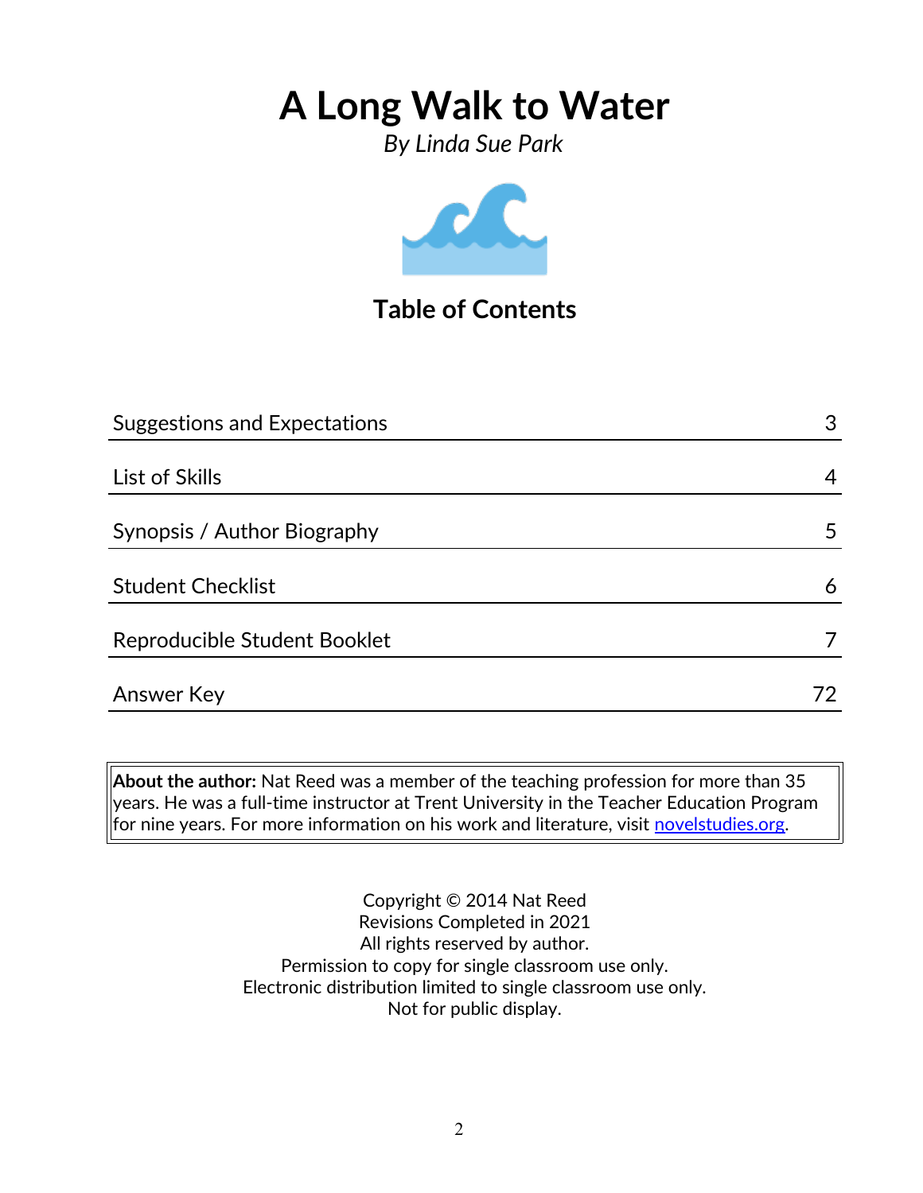# A Long Walk to Water

*By Linda Sue Park*

## Table of Contents

| | |
|---|---|
| Suggestions and Expectations | 3 |
| List of Skills | 4 |
| Synopsis / Author Biography | 5 |
| Student Checklist | 6 |
| Reproducible Student Booklet | 7 |
| Answer Key | 72 |

**About the author:** Nat Reed was a member of the teaching profession for more than 35 years. He was a full-time instructor at Trent University in the Teacher Education Program for nine years. For more information on his work and literature, visit [novelstudies.org](novelstudies.org).

Copyright © 2014 Nat Reed
Revisions Completed in 2021
All rights reserved by author.
Permission to copy for single classroom use only.
Electronic distribution limited to single classroom use only.
Not for public display.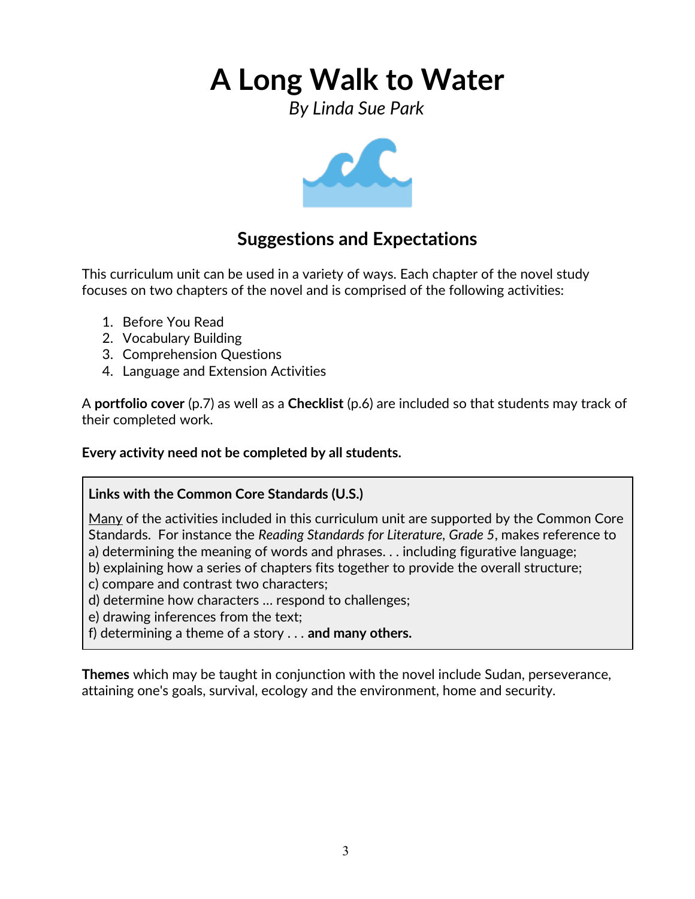# A Long Walk to Water

*By Linda Sue Park*

## Suggestions and Expectations

This curriculum unit can be used in a variety of ways. Each chapter of the novel study focuses on two chapters of the novel and is comprised of the following activities:

1. Before You Read
2. Vocabulary Building
3. Comprehension Questions
4. Language and Extension Activities

A **portfolio cover** (p.7) as well as a **Checklist** (p.6) are included so that students may track of their completed work.

**Every activity need not be completed by all students.**

**Links with the Common Core Standards (U.S.)**

<u>Many</u> of the activities included in this curriculum unit are supported by the Common Core Standards. For instance the *Reading Standards for Literature, Grade 5*, makes reference to
a) determining the meaning of words and phrases. . . including figurative language;
b) explaining how a series of chapters fits together to provide the overall structure;
c) compare and contrast two characters;
d) determine how characters … respond to challenges;
e) drawing inferences from the text;
f) determining a theme of a story . . . **and many others.**

**Themes** which may be taught in conjunction with the novel include Sudan, perseverance, attaining one's goals, survival, ecology and the environment, home and security.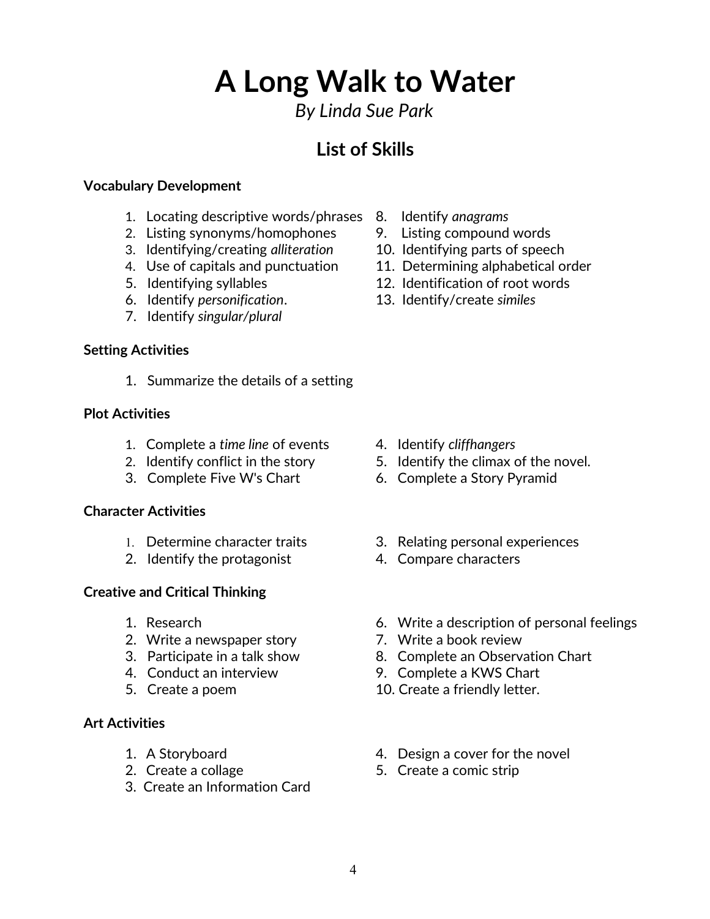# A Long Walk to Water

*By Linda Sue Park*

## List of Skills

**Vocabulary Development**

1. Locating descriptive words/phrases
2. Listing synonyms/homophones
3. Identifying/creating *alliteration*
4. Use of capitals and punctuation
5. Identifying syllables
6. Identify *personification*.
7. Identify *singular/plural*
8. Identify *anagrams*
9. Listing compound words
10. Identifying parts of speech
11. Determining alphabetical order
12. Identification of root words
13. Identify/create *similes*

**Setting Activities**

1. Summarize the details of a setting

**Plot Activities**

1. Complete a *time line* of events
2. Identify conflict in the story
3. Complete Five W's Chart
4. Identify *cliffhangers*
5. Identify the climax of the novel.
6. Complete a Story Pyramid

**Character Activities**

1. Determine character traits
2. Identify the protagonist
3. Relating personal experiences
4. Compare characters

**Creative and Critical Thinking**

1. Research
2. Write a newspaper story
3. Participate in a talk show
4. Conduct an interview
5. Create a poem
6. Write a description of personal feelings
7. Write a book review
8. Complete an Observation Chart
9. Complete a KWS Chart
10. Create a friendly letter.

**Art Activities**

1. A Storyboard
2. Create a collage
3. Create an Information Card
4. Design a cover for the novel
5. Create a comic strip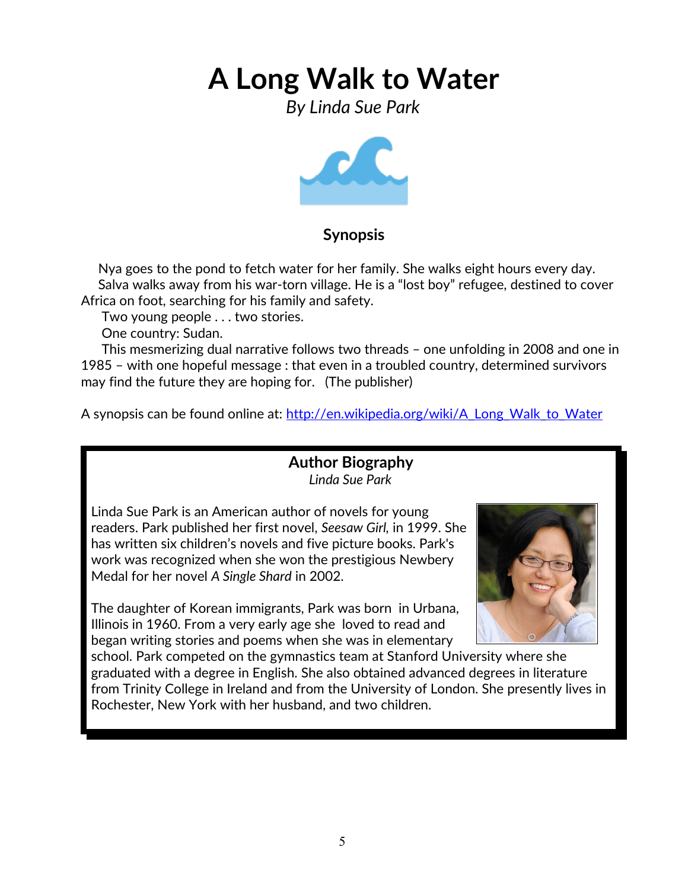# A Long Walk to Water

*By Linda Sue Park*

### Synopsis

Nya goes to the pond to fetch water for her family. She walks eight hours every day.
Salva walks away from his war-torn village. He is a "lost boy" refugee, destined to cover Africa on foot, searching for his family and safety.

Two young people . . . two stories.

One country: Sudan.

This mesmerizing dual narrative follows two threads – one unfolding in 2008 and one in 1985 – with one hopeful message : that even in a troubled country, determined survivors may find the future they are hoping for. (The publisher)

A synopsis can be found online at: [http://en.wikipedia.org/wiki/A_Long_Walk_to_Water](http://en.wikipedia.org/wiki/A_Long_Walk_to_Water)

### Author Biography

*Linda Sue Park*

Linda Sue Park is an American author of novels for young readers. Park published her first novel, *Seesaw Girl*, in 1999. She has written six children's novels and five picture books. Park's work was recognized when she won the prestigious Newbery Medal for her novel *A Single Shard* in 2002.

The daughter of Korean immigrants, Park was born in Urbana, Illinois in 1960. From a very early age she loved to read and began writing stories and poems when she was in elementary school. Park competed on the gymnastics team at Stanford University where she graduated with a degree in English. She also obtained advanced degrees in literature from Trinity College in Ireland and from the University of London. She presently lives in Rochester, New York with her husband, and two children.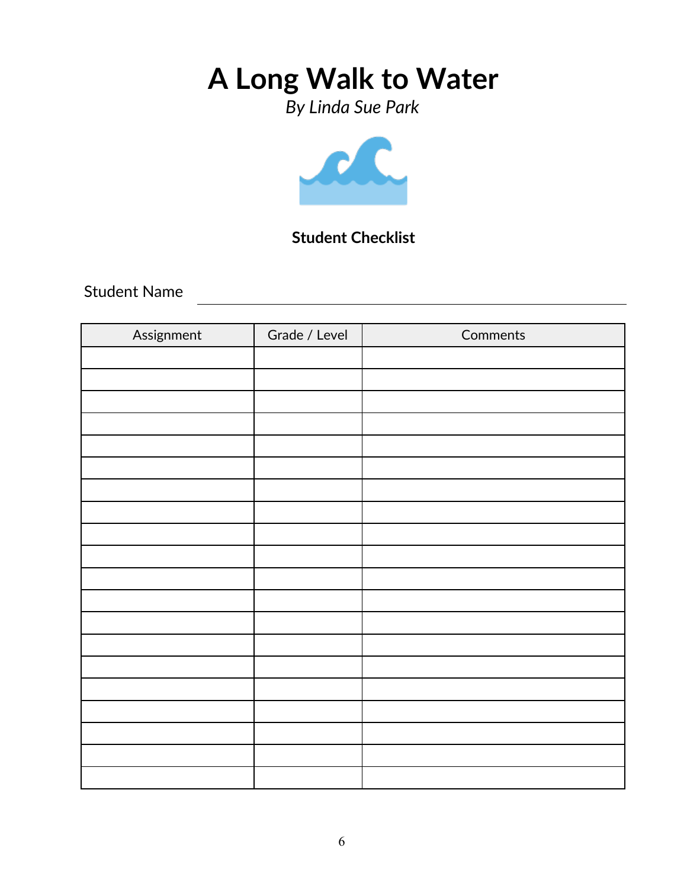# A Long Walk to Water

*By Linda Sue Park*

**Student Checklist**

Student Name \_\_\_\_\_\_\_\_\_\_\_\_\_\_\_\_\_\_\_\_\_\_\_\_\_\_\_\_\_\_\_\_\_\_\_\_\_\_\_\_

| Assignment | Grade / Level | Comments |
|---|---|---|
| | | |
| | | |
| | | |
| | | |
| | | |
| | | |
| | | |
| | | |
| | | |
| | | |
| | | |
| | | |
| | | |
| | | |
| | | |
| | | |
| | | |
| | | |
| | | |
| | | |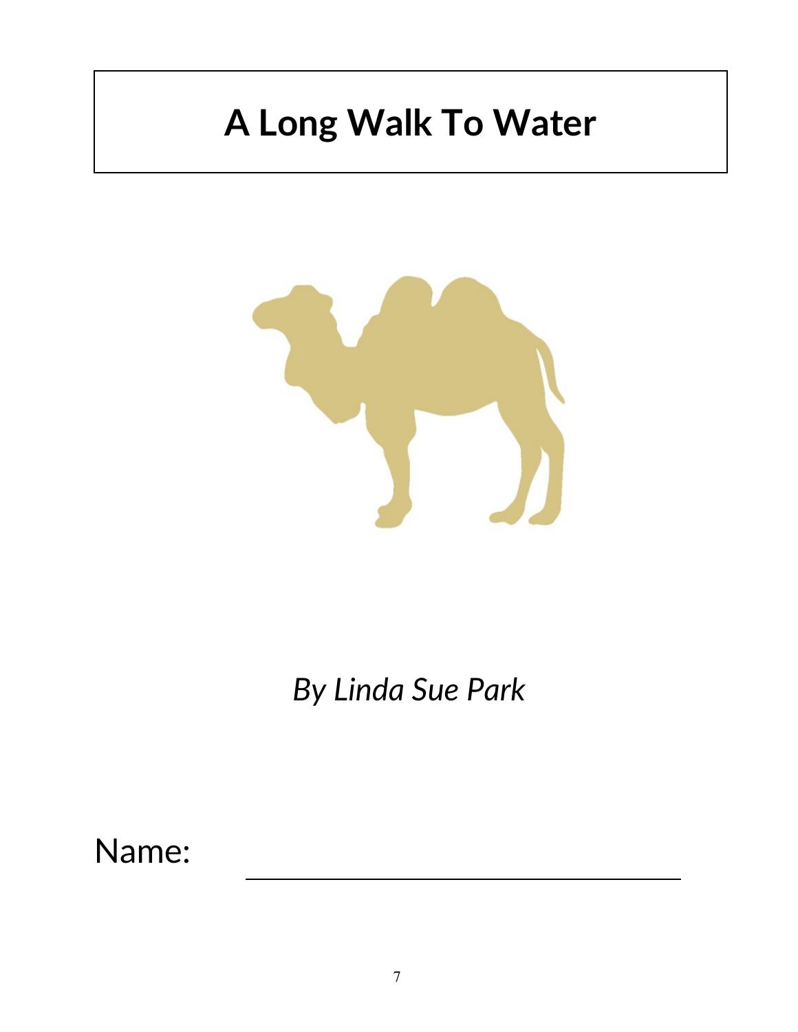# A Long Walk To Water

*By Linda Sue Park*

Name: ______________________________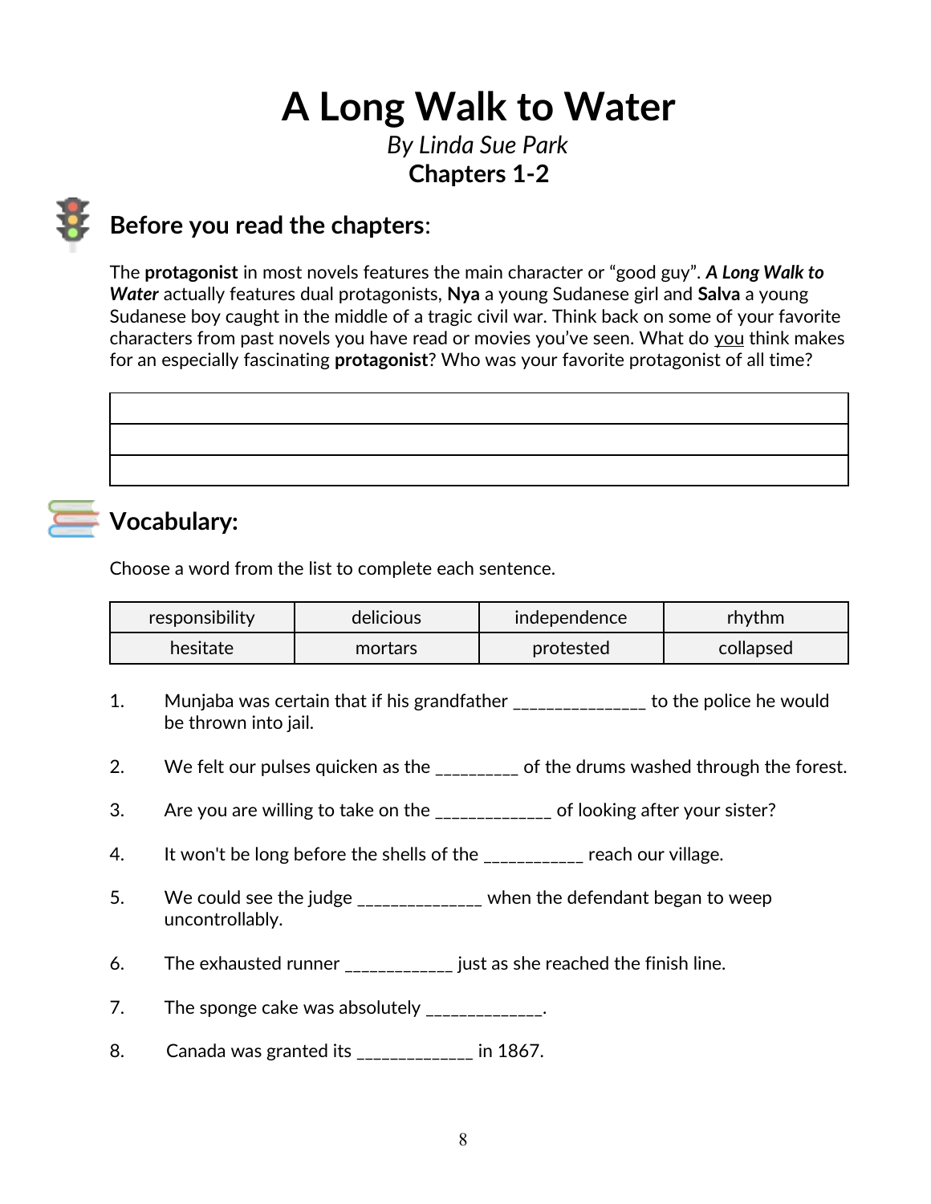# A Long Walk to Water

*By Linda Sue Park*

**Chapters 1-2**

## Before you read the chapters:

The **protagonist** in most novels features the main character or “good guy”. ***A Long Walk to Water*** actually features dual protagonists, **Nya** a young Sudanese girl and **Salva** a young Sudanese boy caught in the middle of a tragic civil war. Think back on some of your favorite characters from past novels you have read or movies you’ve seen. What do <u>you</u> think makes for an especially fascinating **protagonist**? Who was your favorite protagonist of all time?

| |
|---|
| |
| |
| |

## Vocabulary:

Choose a word from the list to complete each sentence.

| responsibility | delicious | independence | rhythm |
|---|---|---|---|
| hesitate | mortars | protested | collapsed |

1. Munjaba was certain that if his grandfather _______________ to the police he would be thrown into jail.

2. We felt our pulses quicken as the _________ of the drums washed through the forest.

3. Are you are willing to take on the _____________ of looking after your sister?

4. It won't be long before the shells of the ___________ reach our village.

5. We could see the judge ______________ when the defendant began to weep uncontrollably.

6. The exhausted runner ____________ just as she reached the finish line.

7. The sponge cake was absolutely _____________.

8. Canada was granted its _____________ in 1867.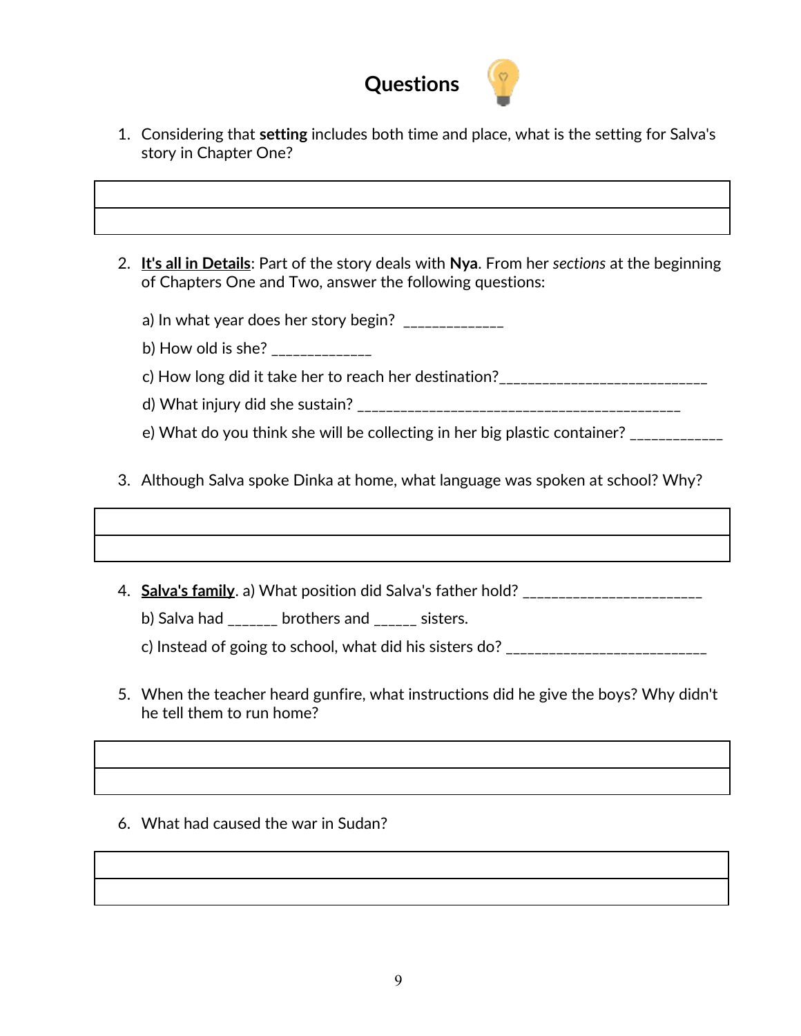# Questions

1. Considering that **setting** includes both time and place, what is the setting for Salva's story in Chapter One?

| |
|---|
| |

2. **It's all in Details**: Part of the story deals with **Nya**. From her *sections* at the beginning of Chapters One and Two, answer the following questions:

   a) In what year does her story begin? _____________

   b) How old is she? _____________

   c) How long did it take her to reach her destination?____________________________

   d) What injury did she sustain? ____________________________________________

   e) What do you think she will be collecting in her big plastic container? ____________

3. Although Salva spoke Dinka at home, what language was spoken at school? Why?

| |
|---|
| |

4. **Salva's family**. a) What position did Salva's father hold? ________________________

   b) Salva had ______ brothers and _____ sisters.

   c) Instead of going to school, what did his sisters do? ___________________________

5. When the teacher heard gunfire, what instructions did he give the boys? Why didn't he tell them to run home?

| |
|---|
| |

6. What had caused the war in Sudan?

| |
|---|
| |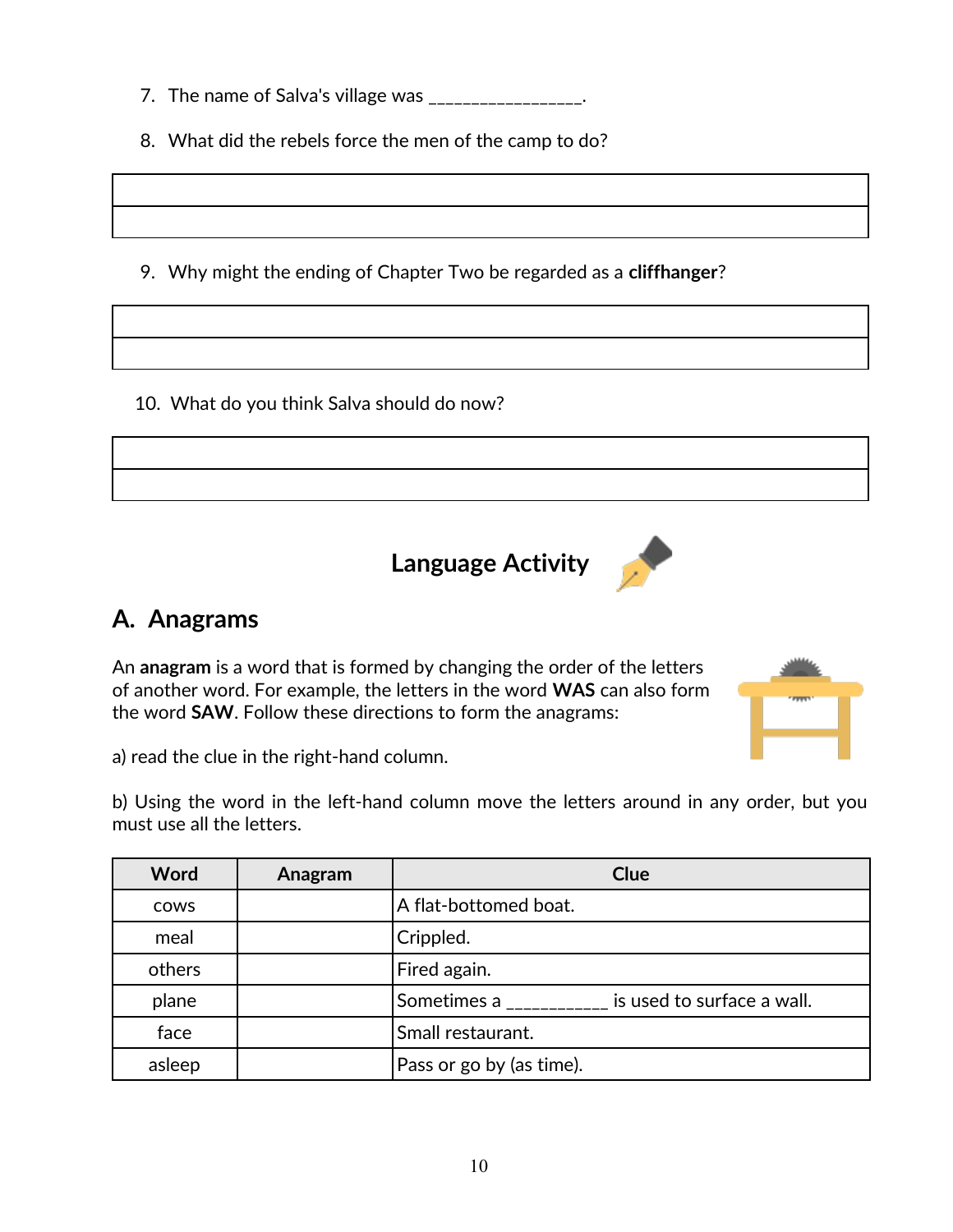7. The name of Salva's village was _________________.

8. What did the rebels force the men of the camp to do?

| |
|---|
| |

9. Why might the ending of Chapter Two be regarded as a **cliffhanger**?

| |
|---|
| |

10. What do you think Salva should do now?

| |
|---|
| |

## Language Activity

## A. Anagrams

An **anagram** is a word that is formed by changing the order of the letters of another word. For example, the letters in the word **WAS** can also form the word **SAW**. Follow these directions to form the anagrams:

a) read the clue in the right-hand column.

b) Using the word in the left-hand column move the letters around in any order, but you must use all the letters.

| Word | Anagram | Clue |
|---|---|---|
| cows | | A flat-bottomed boat. |
| meal | | Crippled. |
| others | | Fired again. |
| plane | | Sometimes a ___________ is used to surface a wall. |
| face | | Small restaurant. |
| asleep | | Pass or go by (as time). |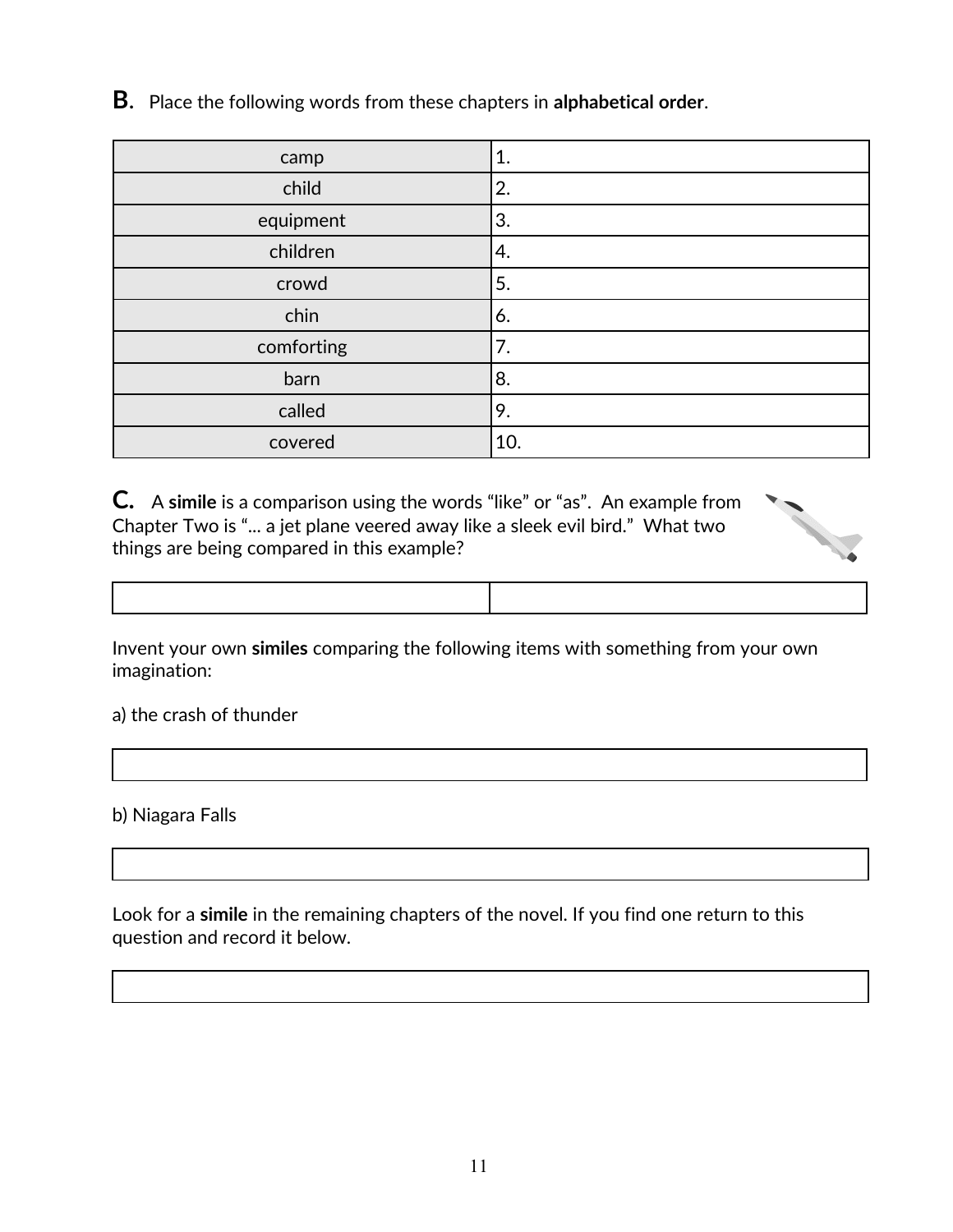**B.** Place the following words from these chapters in **alphabetical order**.

| | |
|---|---|
| camp | 1. |
| child | 2. |
| equipment | 3. |
| children | 4. |
| crowd | 5. |
| chin | 6. |
| comforting | 7. |
| barn | 8. |
| called | 9. |
| covered | 10. |

**C.** A **simile** is a comparison using the words "like" or "as". An example from Chapter Two is "... a jet plane veered away like a sleek evil bird." What two things are being compared in this example?

| | |
|---|---|
| | |

Invent your own **similes** comparing the following items with something from your own imagination:

a) the crash of thunder

| |
|---|
| |

b) Niagara Falls

| |
|---|
| |

Look for a **simile** in the remaining chapters of the novel. If you find one return to this question and record it below.

| |
|---|
| |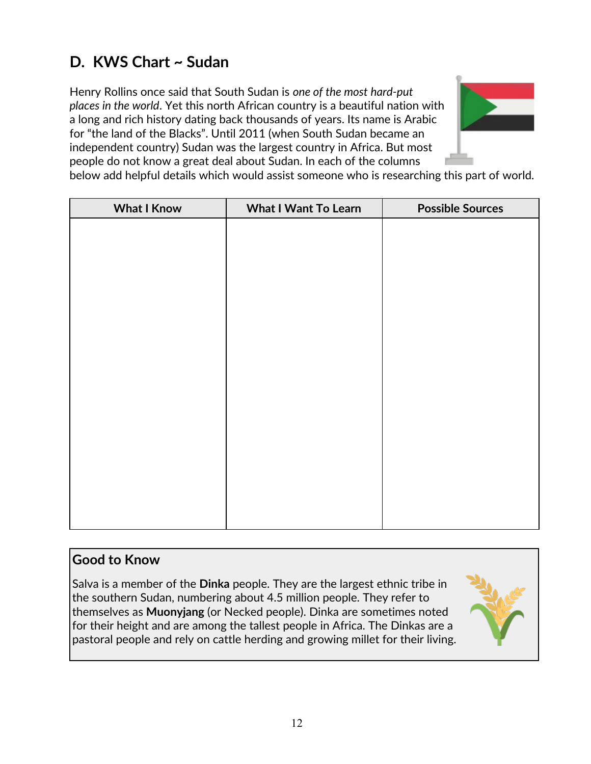## D. KWS Chart ~ Sudan

Henry Rollins once said that South Sudan is *one of the most hard-put places in the world*. Yet this north African country is a beautiful nation with a long and rich history dating back thousands of years. Its name is Arabic for "the land of the Blacks". Until 2011 (when South Sudan became an independent country) Sudan was the largest country in Africa. But most people do not know a great deal about Sudan. In each of the columns below add helpful details which would assist someone who is researching this part of world.

| What I Know | What I Want To Learn | Possible Sources |
| --- | --- | --- |
| | | |

### Good to Know

Salva is a member of the **Dinka** people. They are the largest ethnic tribe in the southern Sudan, numbering about 4.5 million people. They refer to themselves as **Muonyjang** (or Necked people). Dinka are sometimes noted for their height and are among the tallest people in Africa. The Dinkas are a pastoral people and rely on cattle herding and growing millet for their living.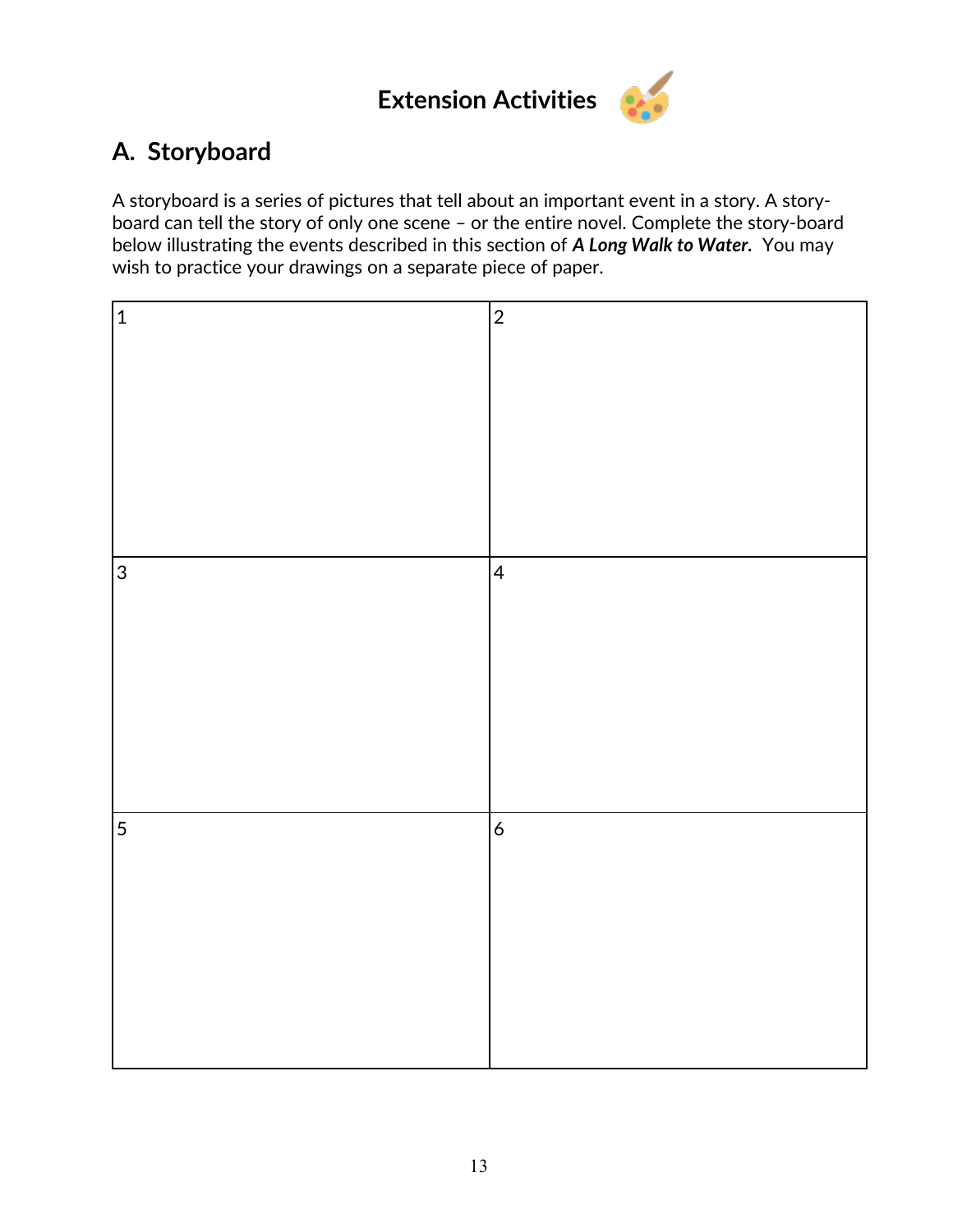# Extension Activities

## A. Storyboard

A storyboard is a series of pictures that tell about an important event in a story. A story-board can tell the story of only one scene – or the entire novel. Complete the story-board below illustrating the events described in this section of ***A Long Walk to Water.*** You may wish to practice your drawings on a separate piece of paper.

| 1 | 2 |
|---|---|
| | |
| 3 | 4 |
| | |
| 5 | 6 |
| | |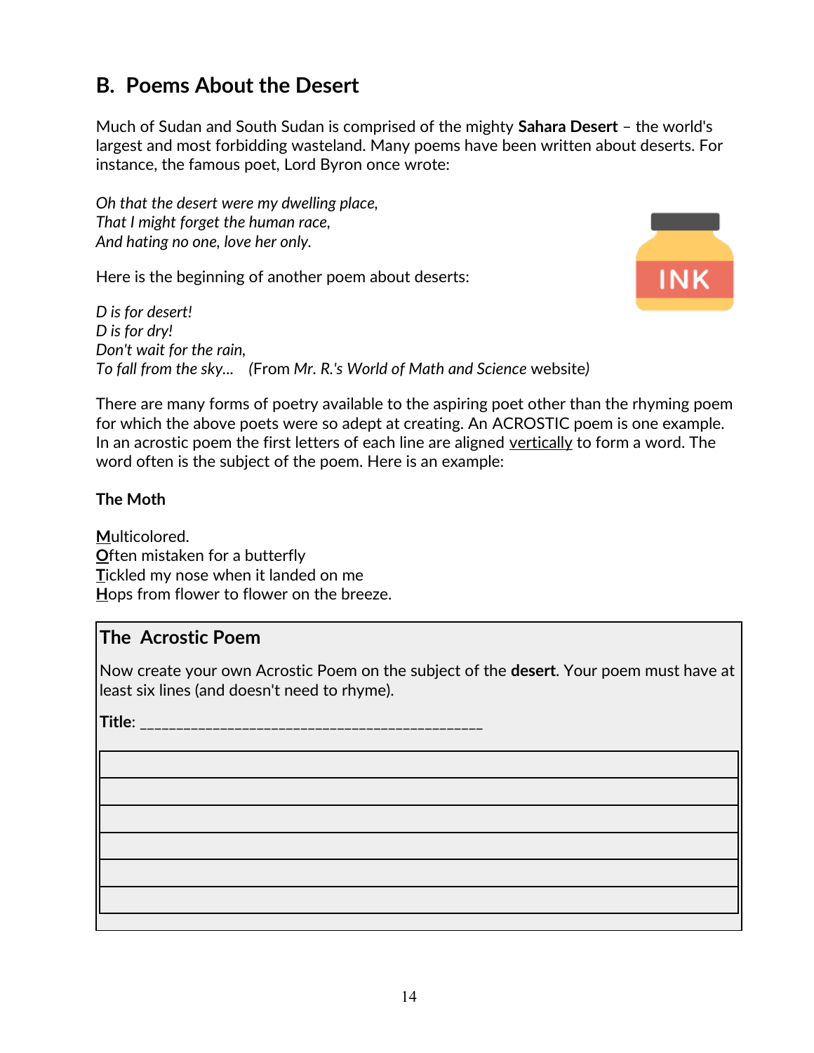## B. Poems About the Desert

Much of Sudan and South Sudan is comprised of the mighty **Sahara Desert** – the world's largest and most forbidding wasteland. Many poems have been written about deserts. For instance, the famous poet, Lord Byron once wrote:

*Oh that the desert were my dwelling place,*
*That I might forget the human race,*
*And hating no one, love her only.*

Here is the beginning of another poem about deserts:

*D is for desert!*
*D is for dry!*
*Don't wait for the rain,*
*To fall from the sky…* (From *Mr. R.'s World of Math and Science* website)

There are many forms of poetry available to the aspiring poet other than the rhyming poem for which the above poets were so adept at creating. An ACROSTIC poem is one example. In an acrostic poem the first letters of each line are aligned vertically to form a word. The word often is the subject of the poem. Here is an example:

**The Moth**

**M**ulticolored.
**O**ften mistaken for a butterfly
**T**ickled my nose when it landed on me
**H**ops from flower to flower on the breeze.

### The Acrostic Poem

Now create your own Acrostic Poem on the subject of the **desert**. Your poem must have at least six lines (and doesn't need to rhyme).

**Title**: ____________________________________________

| |
|---|
| |
| |
| |
| |
| |
| |